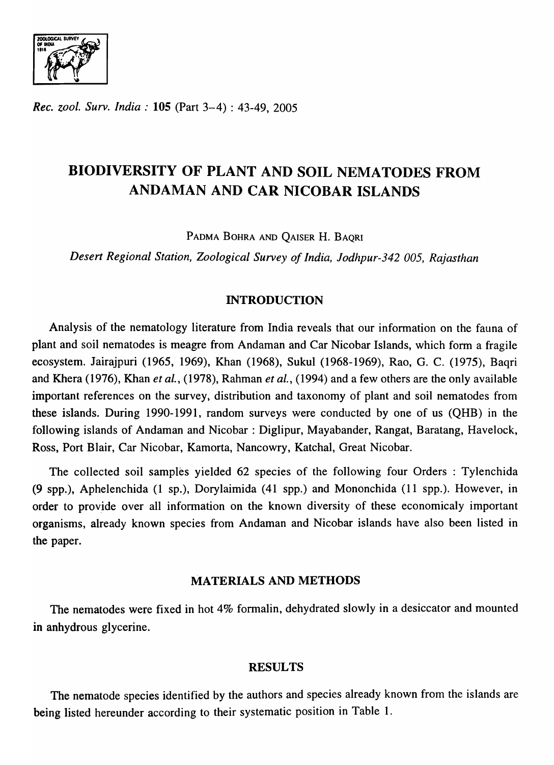*Rec. zool. Surv. India* : **105** (Part 3-4) : 43-49, 2005

# BIODIVERSITY OF PLANT AND SOIL NEMATODES FROM ANDAMAN AND CAR NICOBAR ISLANDS

PADMA BOHRA AND QAISER H. BAQRI

*Desert Regional Station, Zoological Survey of India, Jodhpur-342 005, Rajasthan*

## INTRODUCTION

Analysis of the nematology literature from India reveals that our information on the fauna of plant and soil nematodes is meagre from Andaman and Car Nicobar Islands, which form a fragile ecosystem. Jairajpuri (1965, 1969), Khan (1968), Sukul (1968-1969), Rao, G. C. (1975), Baqri and Khera (1976), Khan *et al.*, (1978), Rahman *et al.*, (1994) and a few others are the only available important references on the survey, distribution and taxonomy of plant and soil nematodes from these islands. During 1990-1991, random surveys were conducted by one of us (QHB) in the following islands of Andaman and Nicobar : Diglipur, Mayabander, Rangat, Baratang, Havelock, Ross, Port Blair, Car Nicobar, Kamorta, Nancowry, Katchal, Great Nicobar.

The collected soil samples yielded 62 species of the following four Orders : Tylenchida (9 spp.), Aphelenchida (1 sp.), Dorylaimida (41 spp.) and Mononchida (11 spp.). However, in order to provide over all information on the known diversity of these economicaly important organisms, already known species from Andaman and Nicobar islands have also been listed in the paper.

## MATERIALS AND METHODS

The nematodes were fixed in hot 4% formalin, dehydrated slowly in a desiccator and mounted in anhydrous glycerine.

## RESULTS

The nematode species identified by the authors and species already known from the islands are being listed hereunder according to their systematic position in Table 1.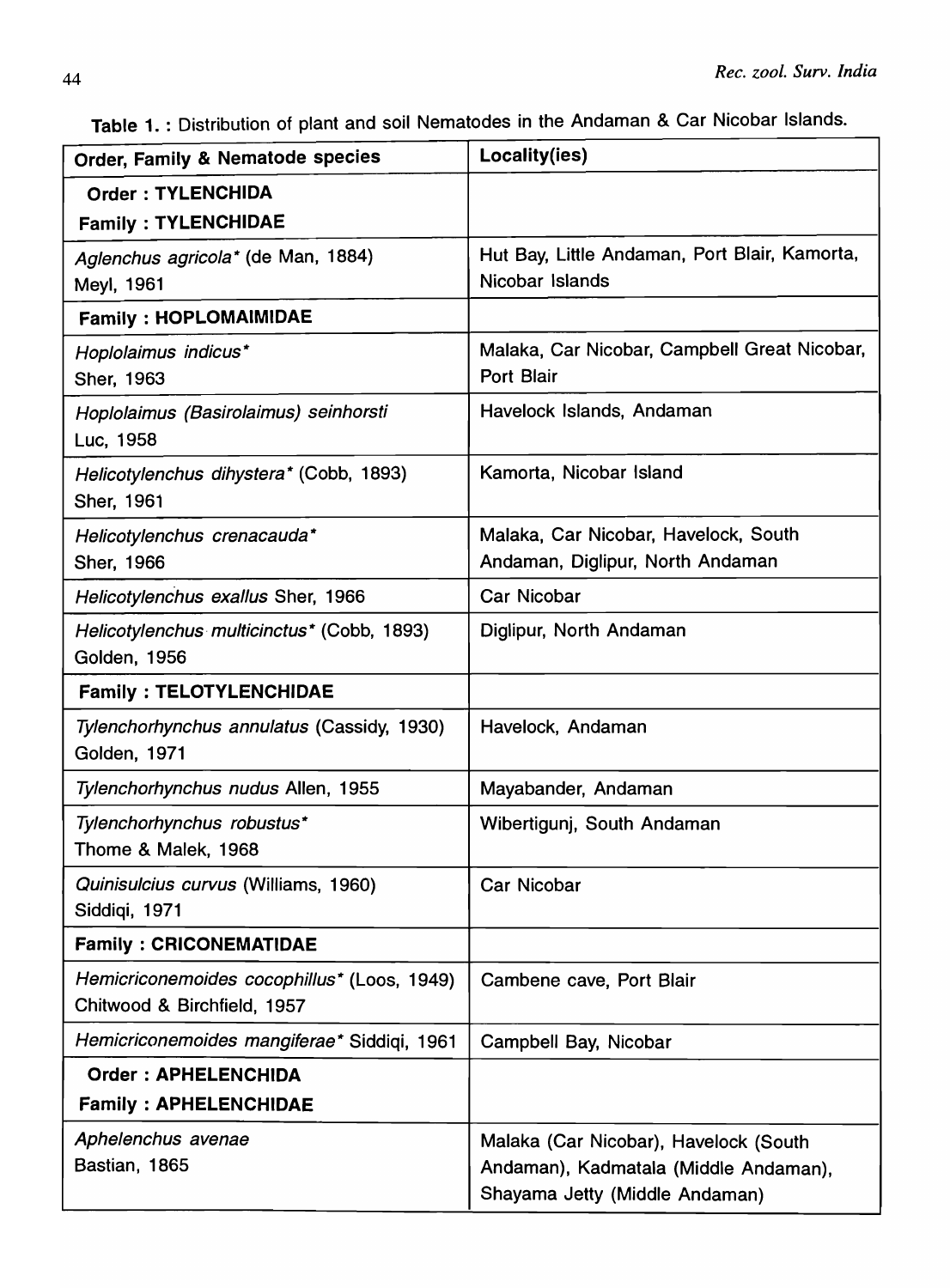Table 1. : Distribution of plant and soil Nematodes in the Andaman & Car Nicobar Islands.

| Order, Family & Nematode species | Locality(ies) |
|---|---|
| **Order : TYLENCHIDA** **Family : TYLENCHIDAE** | |
| *Aglenchus agricola** (de Man, 1884) Meyl, 1961 | Hut Bay, Little Andaman, Port Blair, Kamorta, Nicobar Islands |
| **Family : HOPLOMAIMIDAE** | |
| *Hoplolaimus indicus** Sher, 1963 | Malaka, Car Nicobar, Campbell Great Nicobar, Port Blair |
| *Hoplolaimus (Basirolaimus) seinhorsti* Luc, 1958 | Havelock Islands, Andaman |
| *Helicotylenchus dihystera** (Cobb, 1893) Sher, 1961 | Kamorta, Nicobar Island |
| *Helicotylenchus crenacauda** Sher, 1966 | Malaka, Car Nicobar, Havelock, South Andaman, Diglipur, North Andaman |
| *Helicotylenchus exallus* Sher, 1966 | Car Nicobar |
| *Helicotylenchus multicinctus** (Cobb, 1893) Golden, 1956 | Diglipur, North Andaman |
| **Family : TELOTYLENCHIDAE** | |
| *Tylenchorhynchus annulatus* (Cassidy, 1930) Golden, 1971 | Havelock, Andaman |
| *Tylenchorhynchus nudus* Allen, 1955 | Mayabander, Andaman |
| *Tylenchorhynchus robustus** Thome & Malek, 1968 | Wibertigunj, South Andaman |
| *Quinisulcius curvus* (Williams, 1960) Siddiqi, 1971 | Car Nicobar |
| **Family : CRICONEMATIDAE** | |
| *Hemicriconemoides cocophillus** (Loos, 1949) Chitwood & Birchfield, 1957 | Cambene cave, Port Blair |
| *Hemicriconemoides mangiferae** Siddiqi, 1961 | Campbell Bay, Nicobar |
| **Order : APHELENCHIDA** **Family : APHELENCHIDAE** | |
| *Aphelenchus avenae* Bastian, 1865 | Malaka (Car Nicobar), Havelock (South Andaman), Kadmatala (Middle Andaman), Shayama Jetty (Middle Andaman) |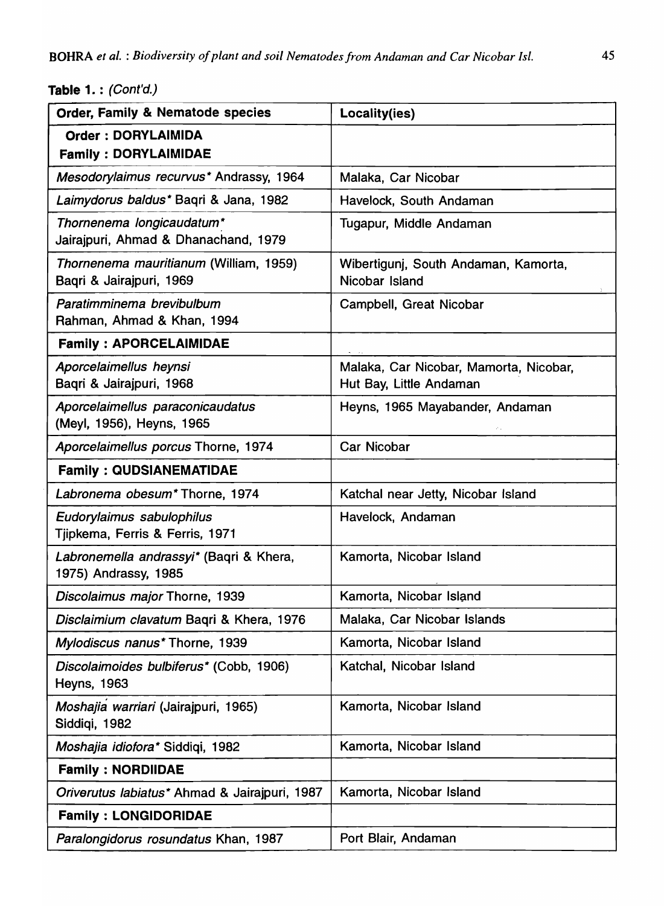**Table 1. :** *(Cont'd.)*

| Order, Family & Nematode species | Locality(ies) |
|---|---|
| **Order : DORYLAIMIDA**<br>**Family : DORYLAIMIDAE** | |
| *Mesodorylaimus recurvus** Andrassy, 1964 | Malaka, Car Nicobar |
| *Laimydorus baldus** Baqri & Jana, 1982 | Havelock, South Andaman |
| *Thornenema longicaudatum**<br>Jairajpuri, Ahmad & Dhanachand, 1979 | Tugapur, Middle Andaman |
| *Thornenema mauritianum* (William, 1959)<br>Baqri & Jairajpuri, 1969 | Wibertigunj, South Andaman, Kamorta, Nicobar Island |
| *Paratimminema brevibulbum*<br>Rahman, Ahmad & Khan, 1994 | Campbell, Great Nicobar |
| **Family : APORCELAIMIDAE** | |
| *Aporcelaimellus heynsi*<br>Baqri & Jairajpuri, 1968 | Malaka, Car Nicobar, Mamorta, Nicobar, Hut Bay, Little Andaman |
| *Aporcelaimellus paraconicaudatus*<br>(Meyl, 1956), Heyns, 1965 | Heyns, 1965 Mayabander, Andaman |
| *Aporcelaimellus porcus* Thorne, 1974 | Car Nicobar |
| **Family : QUDSIANEMATIDAE** | |
| *Labronema obesum** Thorne, 1974 | Katchal near Jetty, Nicobar Island |
| *Eudorylaimus sabulophilus*<br>Tjipkema, Ferris & Ferris, 1971 | Havelock, Andaman |
| *Labronemella andrassyi** (Baqri & Khera, 1975) Andrassy, 1985 | Kamorta, Nicobar Island |
| *Discolaimus major* Thorne, 1939 | Kamorta, Nicobar Island |
| *Disclaimium clavatum* Baqri & Khera, 1976 | Malaka, Car Nicobar Islands |
| *Mylodiscus nanus** Thorne, 1939 | Kamorta, Nicobar Island |
| *Discolaimoides bulbiferus** (Cobb, 1906)<br>Heyns, 1963 | Katchal, Nicobar Island |
| *Moshajiá warriari* (Jairajpuri, 1965)<br>Siddiqi, 1982 | Kamorta, Nicobar Island |
| *Moshajia idiofora** Siddiqi, 1982 | Kamorta, Nicobar Island |
| **Family : NORDIIDAE** | |
| *Oriverutus labiatus** Ahmad & Jairajpuri, 1987 | Kamorta, Nicobar Island |
| **Family : LONGIDORIDAE** | |
| *Paralongidorus rosundatus* Khan, 1987 | Port Blair, Andaman |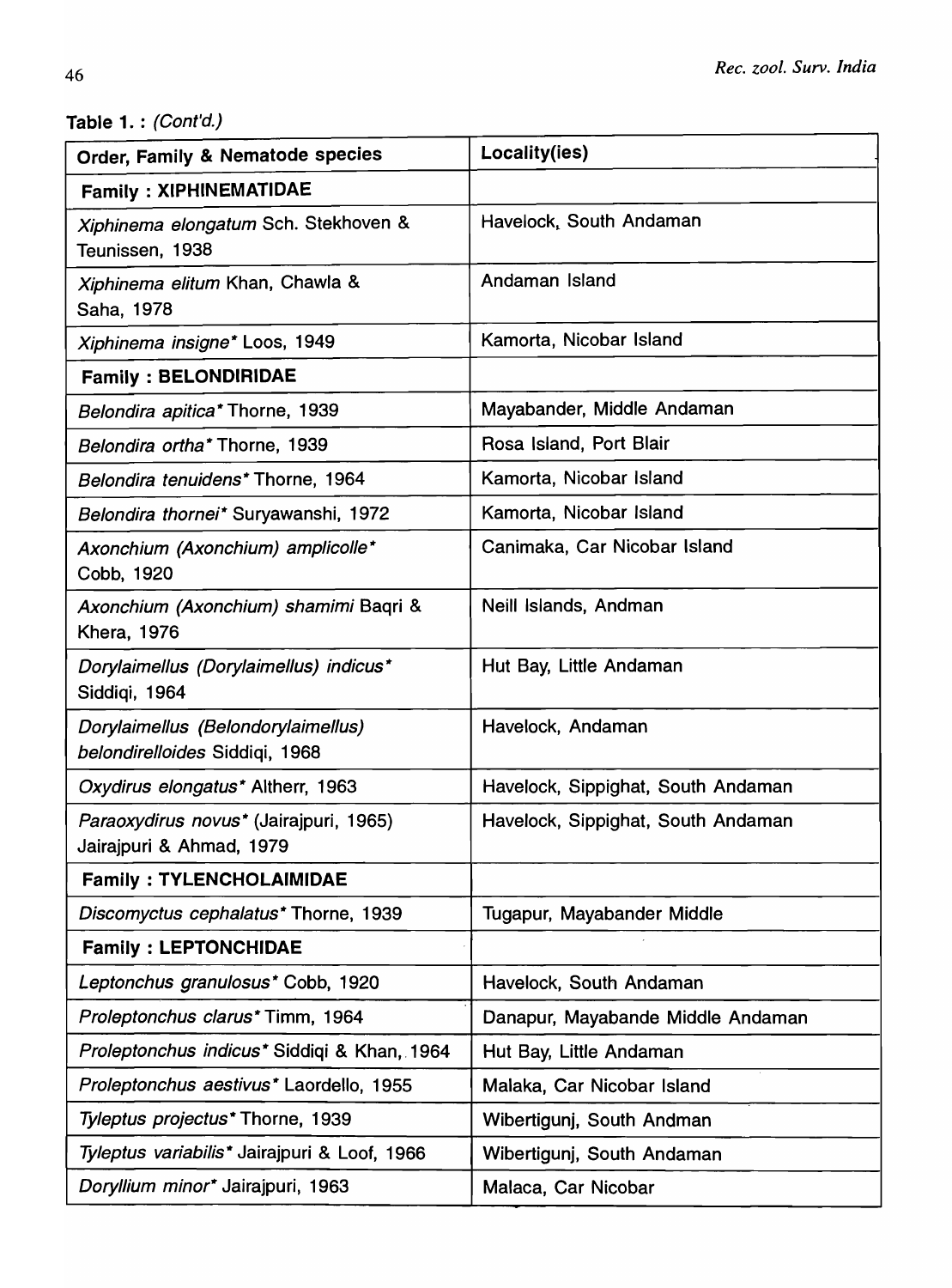**Table 1. :** *(Cont'd.)*

| Order, Family & Nematode species | Locality(ies) |
|---|---|
| **Family : XIPHINEMATIDAE** | |
| *Xiphinema elongatum* Sch. Stekhoven & Teunissen, 1938 | Havelock, South Andaman |
| *Xiphinema elitum* Khan, Chawla & Saha, 1978 | Andaman Island |
| *Xiphinema insigne** Loos, 1949 | Kamorta, Nicobar Island |
| **Family : BELONDIRIDAE** | |
| *Belondira apitica** Thorne, 1939 | Mayabander, Middle Andaman |
| *Belondira ortha** Thorne, 1939 | Rosa Island, Port Blair |
| *Belondira tenuidens** Thorne, 1964 | Kamorta, Nicobar Island |
| *Belondira thornei** Suryawanshi, 1972 | Kamorta, Nicobar Island |
| *Axonchium (Axonchium) amplicolle** Cobb, 1920 | Canimaka, Car Nicobar Island |
| *Axonchium (Axonchium) shamimi* Baqri & Khera, 1976 | Neill Islands, Andman |
| *Dorylaimellus (Dorylaimellus) indicus** Siddiqi, 1964 | Hut Bay, Little Andaman |
| *Dorylaimellus (Belondorylaimellus) belondirelloides* Siddiqi, 1968 | Havelock, Andaman |
| *Oxydirus elongatus** Altherr, 1963 | Havelock, Sippighat, South Andaman |
| *Paraoxydirus novus** (Jairajpuri, 1965) Jairajpuri & Ahmad, 1979 | Havelock, Sippighat, South Andaman |
| **Family : TYLENCHOLAIMIDAE** | |
| *Discomyctus cephalatus** Thorne, 1939 | Tugapur, Mayabander Middle |
| **Family : LEPTONCHIDAE** | |
| *Leptonchus granulosus** Cobb, 1920 | Havelock, South Andaman |
| *Proleptonchus clarus** Timm, 1964 | Danapur, Mayabande Middle Andaman |
| *Proleptonchus indicus** Siddiqi & Khan, 1964 | Hut Bay, Little Andaman |
| *Proleptonchus aestivus** Laordello, 1955 | Malaka, Car Nicobar Island |
| *Tyleptus projectus** Thorne, 1939 | Wibertigunj, South Andman |
| *Tyleptus variabilis** Jairajpuri & Loof, 1966 | Wibertigunj, South Andaman |
| *Doryllium minor** Jairajpuri, 1963 | Malaca, Car Nicobar |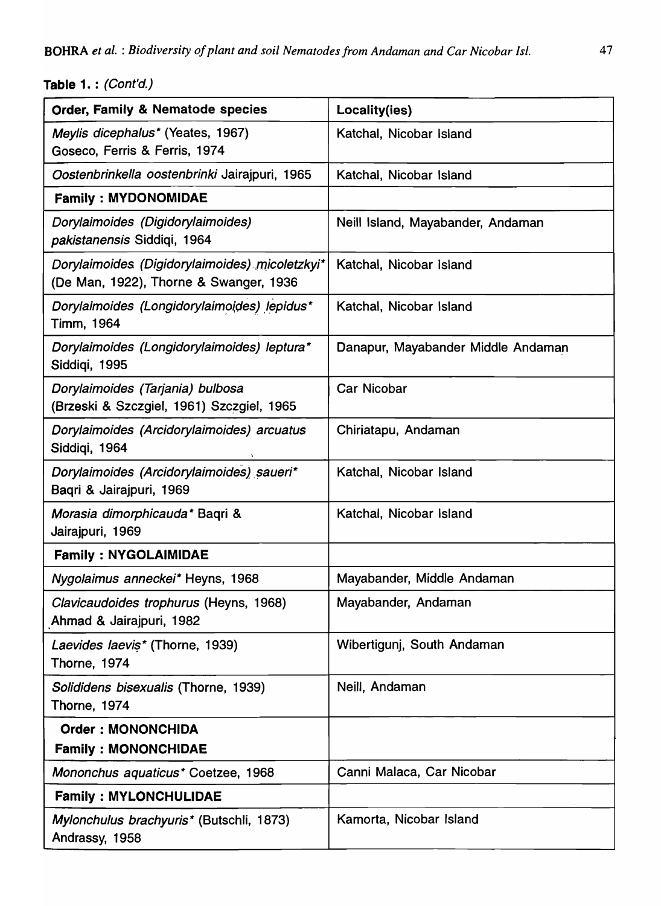**Table 1. :** *(Cont'd.)*

| Order, Family & Nematode species | Locality(ies) |
|---|---|
| *Meylis dicephalus** (Yeates, 1967) Goseco, Ferris & Ferris, 1974 | Katchal, Nicobar Island |
| *Oostenbrinkella oostenbrinki* Jairajpuri, 1965 | Katchal, Nicobar Island |
| **Family : MYDONOMIDAE** | |
| *Dorylaimoides (Digidorylaimoides) pakistanensis* Siddiqi, 1964 | Neill Island, Mayabander, Andaman |
| *Dorylaimoides (Digidorylaimoides) micoletzkyi** (De Man, 1922), Thorne & Swanger, 1936 | Katchal, Nicobar Island |
| *Dorylaimoides (Longidorylaimoides) lepidus** Timm, 1964 | Katchal, Nicobar Island |
| *Dorylaimoides (Longidorylaimoides) leptura** Siddiqi, 1995 | Danapur, Mayabander Middle Andaman |
| *Dorylaimoides (Tarjania) bulbosa* (Brzeski & Szczgiel, 1961) Szczgiel, 1965 | Car Nicobar |
| *Dorylaimoides (Arcidorylaimoides) arcuatus* Siddiqi, 1964 | Chiriatapu, Andaman |
| *Dorylaimoides (Arcidorylaimoides) saueri** Baqri & Jairajpuri, 1969 | Katchal, Nicobar Island |
| *Morasia dimorphicauda** Baqri & Jairajpuri, 1969 | Katchal, Nicobar Island |
| **Family : NYGOLAIMIDAE** | |
| *Nygolaimus anneckei** Heyns, 1968 | Mayabander, Middle Andaman |
| *Clavicaudoides trophurus* (Heyns, 1968) Ahmad & Jairajpuri, 1982 | Mayabander, Andaman |
| *Laevides laevis** (Thorne, 1939) Thorne, 1974 | Wibertigunj, South Andaman |
| *Solididens bisexualis* (Thorne, 1939) Thorne, 1974 | Neill, Andaman |
| **Order : MONONCHIDA** **Family : MONONCHIDAE** | |
| *Mononchus aquaticus** Coetzee, 1968 | Canni Malaca, Car Nicobar |
| **Family : MYLONCHULIDAE** | |
| *Mylonchulus brachyuris** (Butschli, 1873) Andrassy, 1958 | Kamorta, Nicobar Island |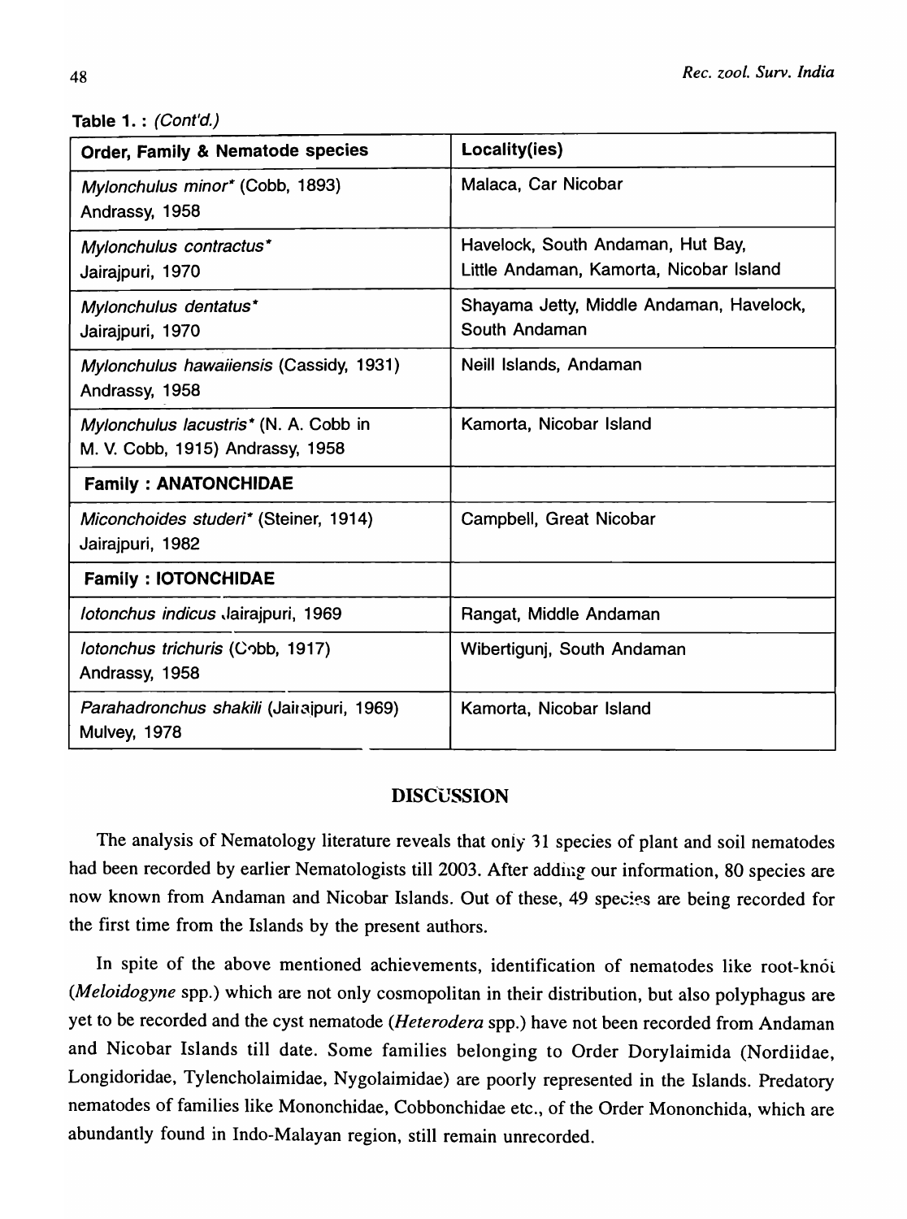Table 1. : *(Cont'd.)*

| Order, Family & Nematode species | Locality(ies) |
|---|---|
| *Mylonchulus minor** (Cobb, 1893) Andrassy, 1958 | Malaca, Car Nicobar |
| *Mylonchulus contractus** Jairajpuri, 1970 | Havelock, South Andaman, Hut Bay, Little Andaman, Kamorta, Nicobar Island |
| *Mylonchulus dentatus** Jairajpuri, 1970 | Shayama Jetty, Middle Andaman, Havelock, South Andaman |
| *Mylonchulus hawaiiensis* (Cassidy, 1931) Andrassy, 1958 | Neill Islands, Andaman |
| *Mylonchulus lacustris** (N. A. Cobb in M. V. Cobb, 1915) Andrassy, 1958 | Kamorta, Nicobar Island |
| **Family : ANATONCHIDAE** | |
| *Miconchoides studeri** (Steiner, 1914) Jairajpuri, 1982 | Campbell, Great Nicobar |
| **Family : IOTONCHIDAE** | |
| *Iotonchus indicus* Jairajpuri, 1969 | Rangat, Middle Andaman |
| *Iotonchus trichuris* (Cobb, 1917) Andrassy, 1958 | Wibertigunj, South Andaman |
| *Parahadronchus shakili* (Jairajpuri, 1969) Mulvey, 1978 | Kamorta, Nicobar Island |

## DISCUSSION

The analysis of Nematology literature reveals that only 31 species of plant and soil nematodes had been recorded by earlier Nematologists till 2003. After adding our information, 80 species are now known from Andaman and Nicobar Islands. Out of these, 49 species are being recorded for the first time from the Islands by the present authors.

In spite of the above mentioned achievements, identification of nematodes like root-knot (*Meloidogyne* spp.) which are not only cosmopolitan in their distribution, but also polyphagus are yet to be recorded and the cyst nematode (*Heterodera* spp.) have not been recorded from Andaman and Nicobar Islands till date. Some families belonging to Order Dorylaimida (Nordiidae, Longidoridae, Tylencholaimidae, Nygolaimidae) are poorly represented in the Islands. Predatory nematodes of families like Mononchidae, Cobbonchidae etc., of the Order Mononchida, which are abundantly found in Indo-Malayan region, still remain unrecorded.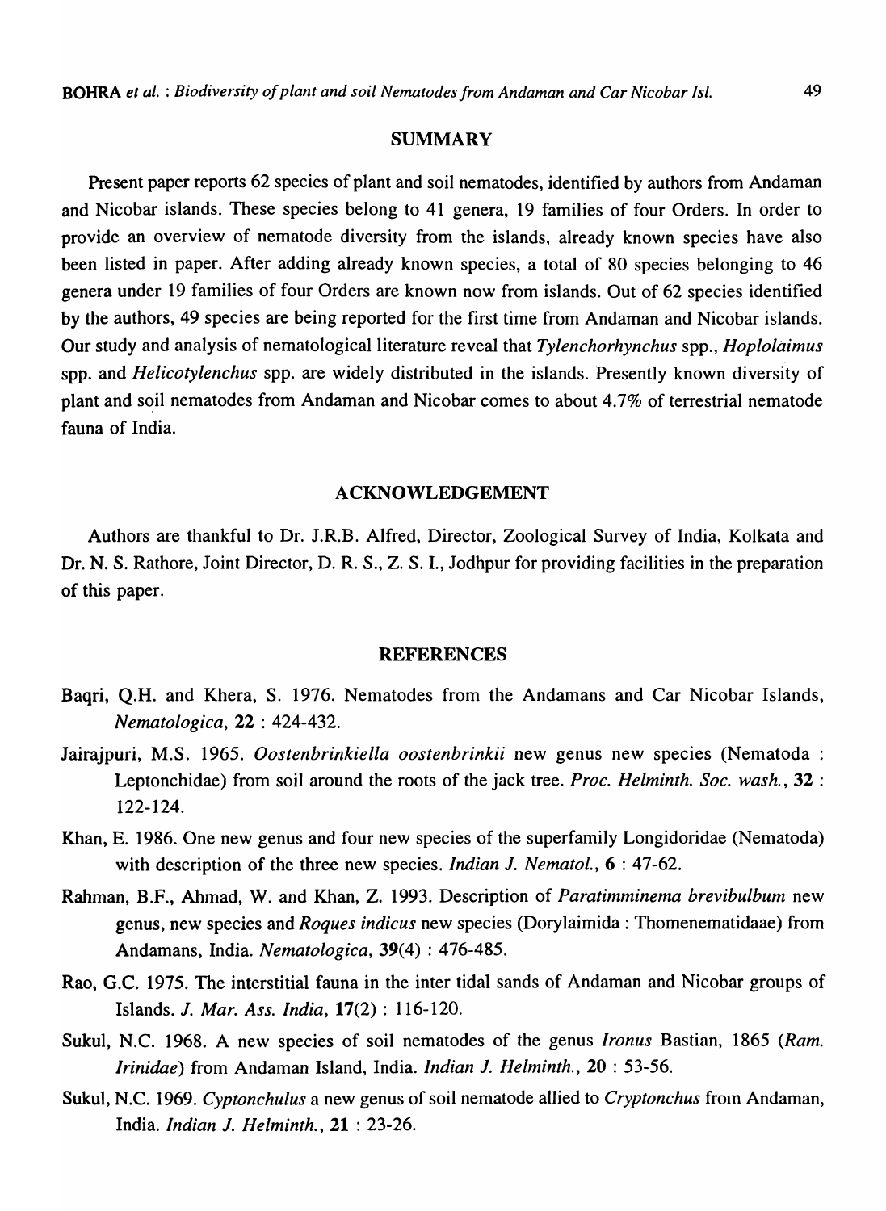## SUMMARY

Present paper reports 62 species of plant and soil nematodes, identified by authors from Andaman and Nicobar islands. These species belong to 41 genera, 19 families of four Orders. In order to provide an overview of nematode diversity from the islands, already known species have also been listed in paper. After adding already known species, a total of 80 species belonging to 46 genera under 19 families of four Orders are known now from islands. Out of 62 species identified by the authors, 49 species are being reported for the first time from Andaman and Nicobar islands. Our study and analysis of nematological literature reveal that *Tylenchorhynchus* spp., *Hoplolaimus* spp. and *Helicotylenchus* spp. are widely distributed in the islands. Presently known diversity of plant and soil nematodes from Andaman and Nicobar comes to about 4.7% of terrestrial nematode fauna of India.

## ACKNOWLEDGEMENT

Authors are thankful to Dr. J.R.B. Alfred, Director, Zoological Survey of India, Kolkata and Dr. N. S. Rathore, Joint Director, D. R. S., Z. S. I., Jodhpur for providing facilities in the preparation of this paper.

## REFERENCES

Baqri, Q.H. and Khera, S. 1976. Nematodes from the Andamans and Car Nicobar Islands, *Nematologica*, **22** : 424-432.

Jairajpuri, M.S. 1965. *Oostenbrinkiella oostenbrinkii* new genus new species (Nematoda : Leptonchidae) from soil around the roots of the jack tree. *Proc. Helminth. Soc. wash.*, **32** : 122-124.

Khan, E. 1986. One new genus and four new species of the superfamily Longidoridae (Nematoda) with description of the three new species. *Indian J. Nematol.*, **6** : 47-62.

Rahman, B.F., Ahmad, W. and Khan, Z. 1993. Description of *Paratimminema brevibulbum* new genus, new species and *Roques indicus* new species (Dorylaimida : Thomenematidaae) from Andamans, India. *Nematologica*, **39**(4) : 476-485.

Rao, G.C. 1975. The interstitial fauna in the inter tidal sands of Andaman and Nicobar groups of Islands. *J. Mar. Ass. India*, **17**(2) : 116-120.

Sukul, N.C. 1968. A new species of soil nematodes of the genus *Ironus* Bastian, 1865 (*Ram. Irinidae*) from Andaman Island, India. *Indian J. Helminth.*, **20** : 53-56.

Sukul, N.C. 1969. *Cyptonchulus* a new genus of soil nematode allied to *Cryptonchus* from Andaman, India. *Indian J. Helminth.*, **21** : 23-26.